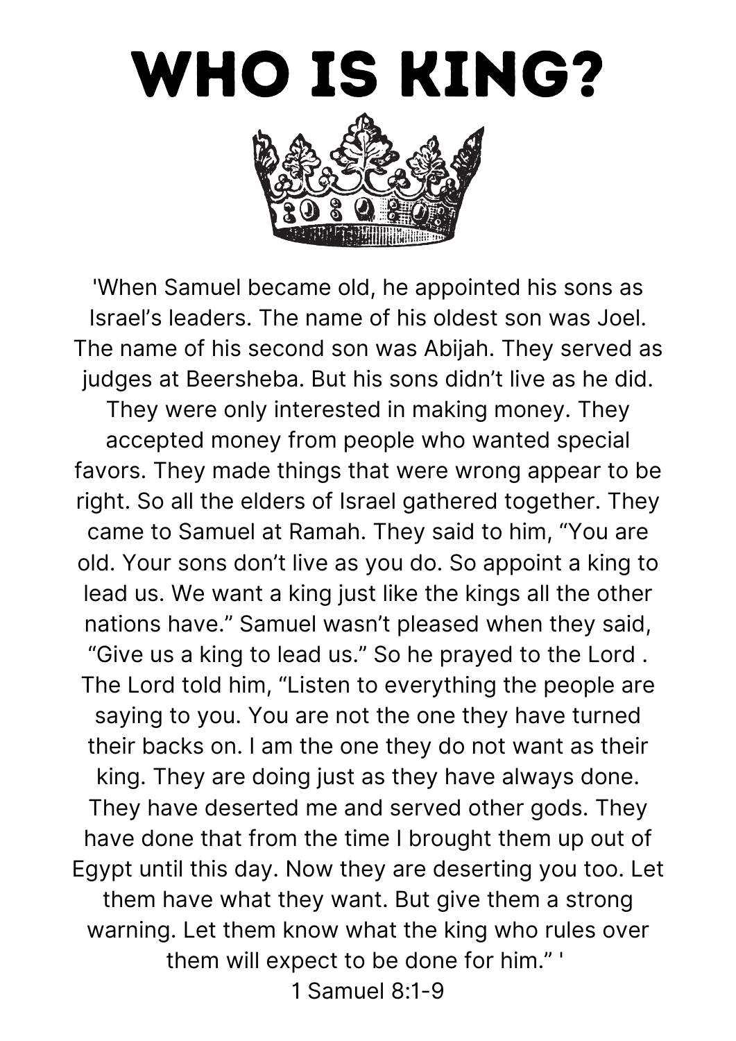# WHO IS KING?

'When Samuel became old, he appointed his sons as Israel's leaders. The name of his oldest son was Joel. The name of his second son was Abijah. They served as judges at Beersheba. But his sons didn't live as he did. They were only interested in making money. They accepted money from people who wanted special favors. They made things that were wrong appear to be right. So all the elders of Israel gathered together. They came to Samuel at Ramah. They said to him, "You are old. Your sons don't live as you do. So appoint a king to lead us. We want a king just like the kings all the other nations have." Samuel wasn't pleased when they said, "Give us a king to lead us." So he prayed to the Lord . The Lord told him, "Listen to everything the people are saying to you. You are not the one they have turned their backs on. I am the one they do not want as their king. They are doing just as they have always done. They have deserted me and served other gods. They have done that from the time I brought them up out of Egypt until this day. Now they are deserting you too. Let them have what they want. But give them a strong warning. Let them know what the king who rules over them will expect to be done for him." '

1 Samuel 8:1-9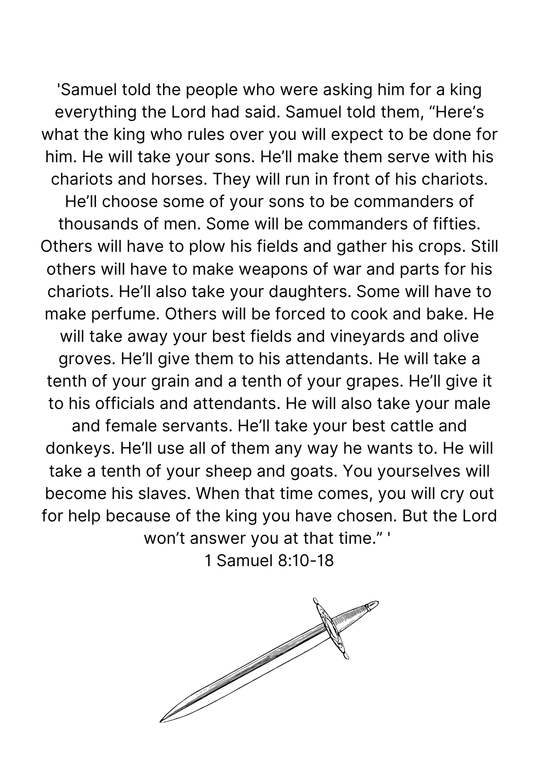'Samuel told the people who were asking him for a king everything the Lord had said. Samuel told them, "Here's what the king who rules over you will expect to be done for him. He will take your sons. He'll make them serve with his chariots and horses. They will run in front of his chariots. He'll choose some of your sons to be commanders of thousands of men. Some will be commanders of fifties. Others will have to plow his fields and gather his crops. Still others will have to make weapons of war and parts for his chariots. He'll also take your daughters. Some will have to make perfume. Others will be forced to cook and bake. He will take away your best fields and vineyards and olive groves. He'll give them to his attendants. He will take a tenth of your grain and a tenth of your grapes. He'll give it to his officials and attendants. He will also take your male and female servants. He'll take your best cattle and donkeys. He'll use all of them any way he wants to. He will take a tenth of your sheep and goats. You yourselves will become his slaves. When that time comes, you will cry out for help because of the king you have chosen. But the Lord won't answer you at that time." '

1 Samuel 8:10-18